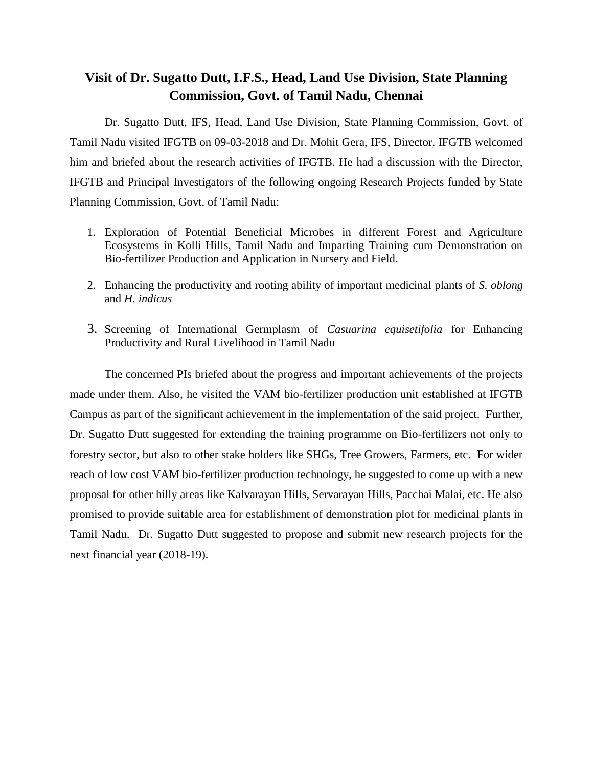# Visit of Dr. Sugatto Dutt, I.F.S., Head, Land Use Division, State Planning Commission, Govt. of Tamil Nadu, Chennai

Dr. Sugatto Dutt, IFS, Head, Land Use Division, State Planning Commission, Govt. of Tamil Nadu visited IFGTB on 09-03-2018 and Dr. Mohit Gera, IFS, Director, IFGTB welcomed him and briefed about the research activities of IFGTB. He had a discussion with the Director, IFGTB and Principal Investigators of the following ongoing Research Projects funded by State Planning Commission, Govt. of Tamil Nadu:

1. Exploration of Potential Beneficial Microbes in different Forest and Agriculture Ecosystems in Kolli Hills, Tamil Nadu and Imparting Training cum Demonstration on Bio-fertilizer Production and Application in Nursery and Field.
2. Enhancing the productivity and rooting ability of important medicinal plants of *S. oblong* and *H. indicus*
3. Screening of International Germplasm of *Casuarina equisetifolia* for Enhancing Productivity and Rural Livelihood in Tamil Nadu

The concerned PIs briefed about the progress and important achievements of the projects made under them. Also, he visited the VAM bio-fertilizer production unit established at IFGTB Campus as part of the significant achievement in the implementation of the said project. Further, Dr. Sugatto Dutt suggested for extending the training programme on Bio-fertilizers not only to forestry sector, but also to other stake holders like SHGs, Tree Growers, Farmers, etc. For wider reach of low cost VAM bio-fertilizer production technology, he suggested to come up with a new proposal for other hilly areas like Kalvarayan Hills, Servarayan Hills, Pacchai Malai, etc. He also promised to provide suitable area for establishment of demonstration plot for medicinal plants in Tamil Nadu. Dr. Sugatto Dutt suggested to propose and submit new research projects for the next financial year (2018-19).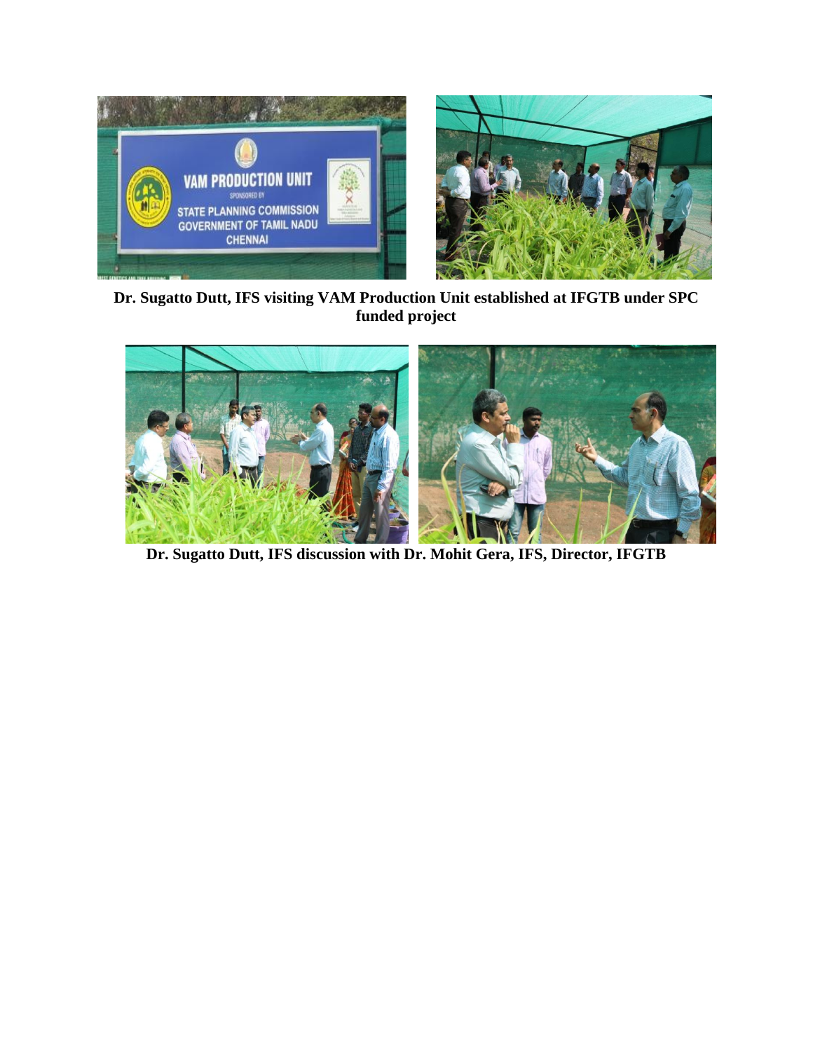**Dr. Sugatto Dutt, IFS visiting VAM Production Unit established at IFGTB under SPC funded project**

**Dr. Sugatto Dutt, IFS discussion with Dr. Mohit Gera, IFS, Director, IFGTB**